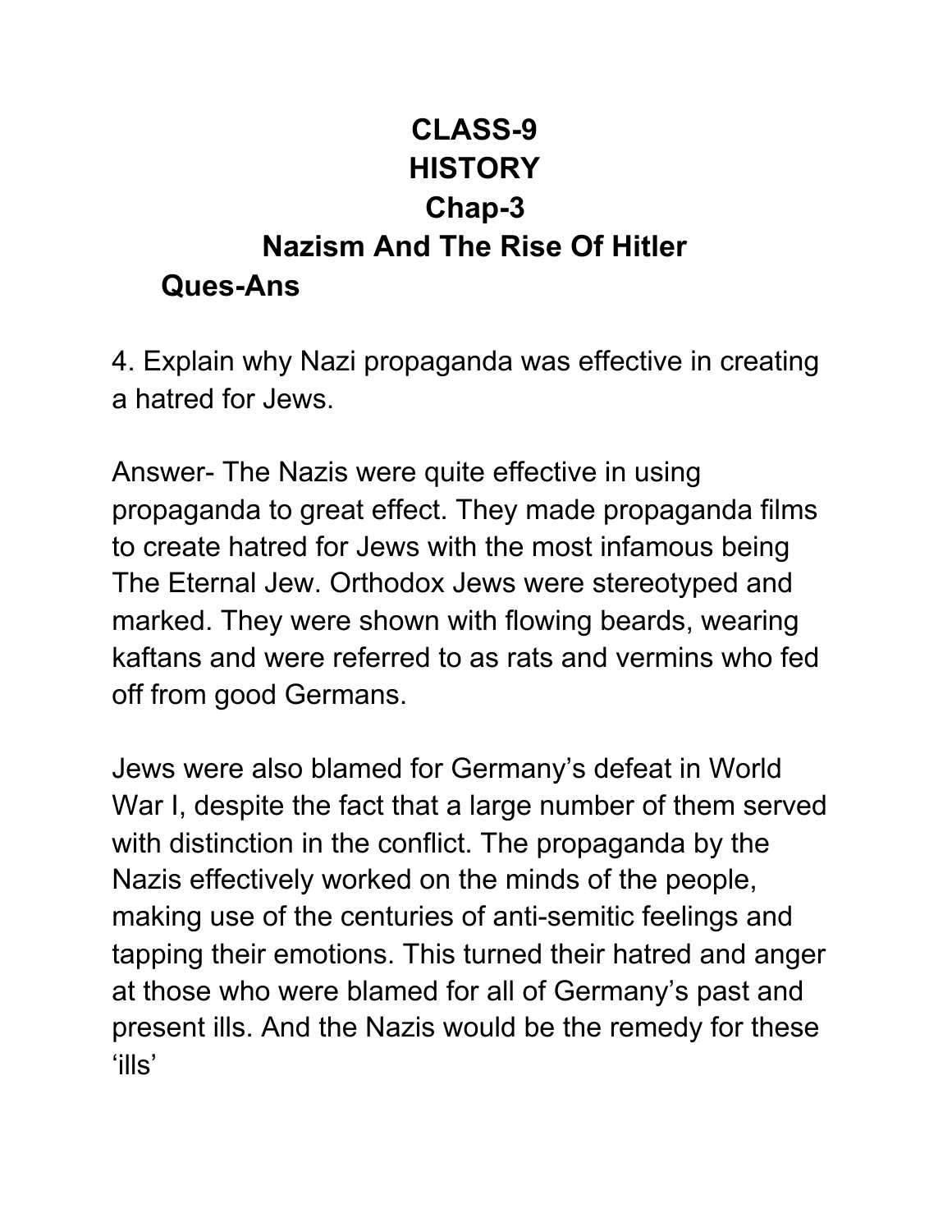# CLASS-9

# HISTORY

## Chap-3

## Nazism And The Rise Of Hitler

### Ques-Ans

4. Explain why Nazi propaganda was effective in creating a hatred for Jews.

Answer- The Nazis were quite effective in using propaganda to great effect. They made propaganda films to create hatred for Jews with the most infamous being The Eternal Jew. Orthodox Jews were stereotyped and marked. They were shown with flowing beards, wearing kaftans and were referred to as rats and vermins who fed off from good Germans.

Jews were also blamed for Germany's defeat in World War I, despite the fact that a large number of them served with distinction in the conflict. The propaganda by the Nazis effectively worked on the minds of the people, making use of the centuries of anti-semitic feelings and tapping their emotions. This turned their hatred and anger at those who were blamed for all of Germany's past and present ills. And the Nazis would be the remedy for these 'ills'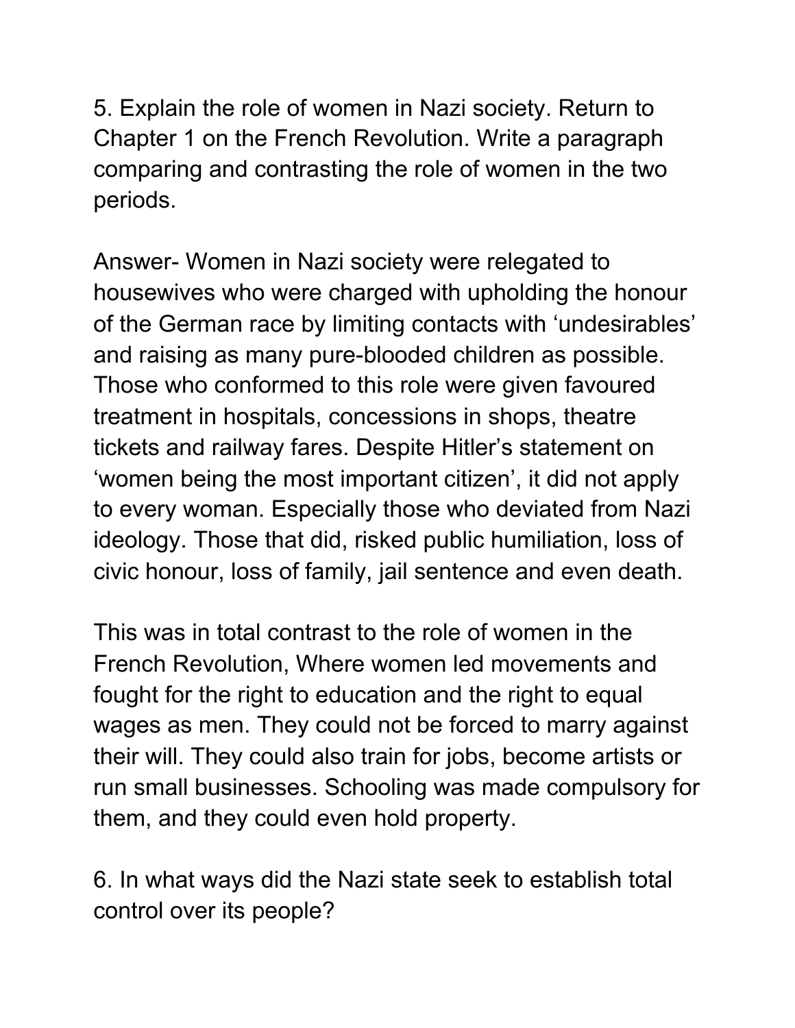5. Explain the role of women in Nazi society. Return to Chapter 1 on the French Revolution. Write a paragraph comparing and contrasting the role of women in the two periods.

Answer- Women in Nazi society were relegated to housewives who were charged with upholding the honour of the German race by limiting contacts with 'undesirables' and raising as many pure-blooded children as possible. Those who conformed to this role were given favoured treatment in hospitals, concessions in shops, theatre tickets and railway fares. Despite Hitler's statement on 'women being the most important citizen', it did not apply to every woman. Especially those who deviated from Nazi ideology. Those that did, risked public humiliation, loss of civic honour, loss of family, jail sentence and even death.

This was in total contrast to the role of women in the French Revolution, Where women led movements and fought for the right to education and the right to equal wages as men. They could not be forced to marry against their will. They could also train for jobs, become artists or run small businesses. Schooling was made compulsory for them, and they could even hold property.

6. In what ways did the Nazi state seek to establish total control over its people?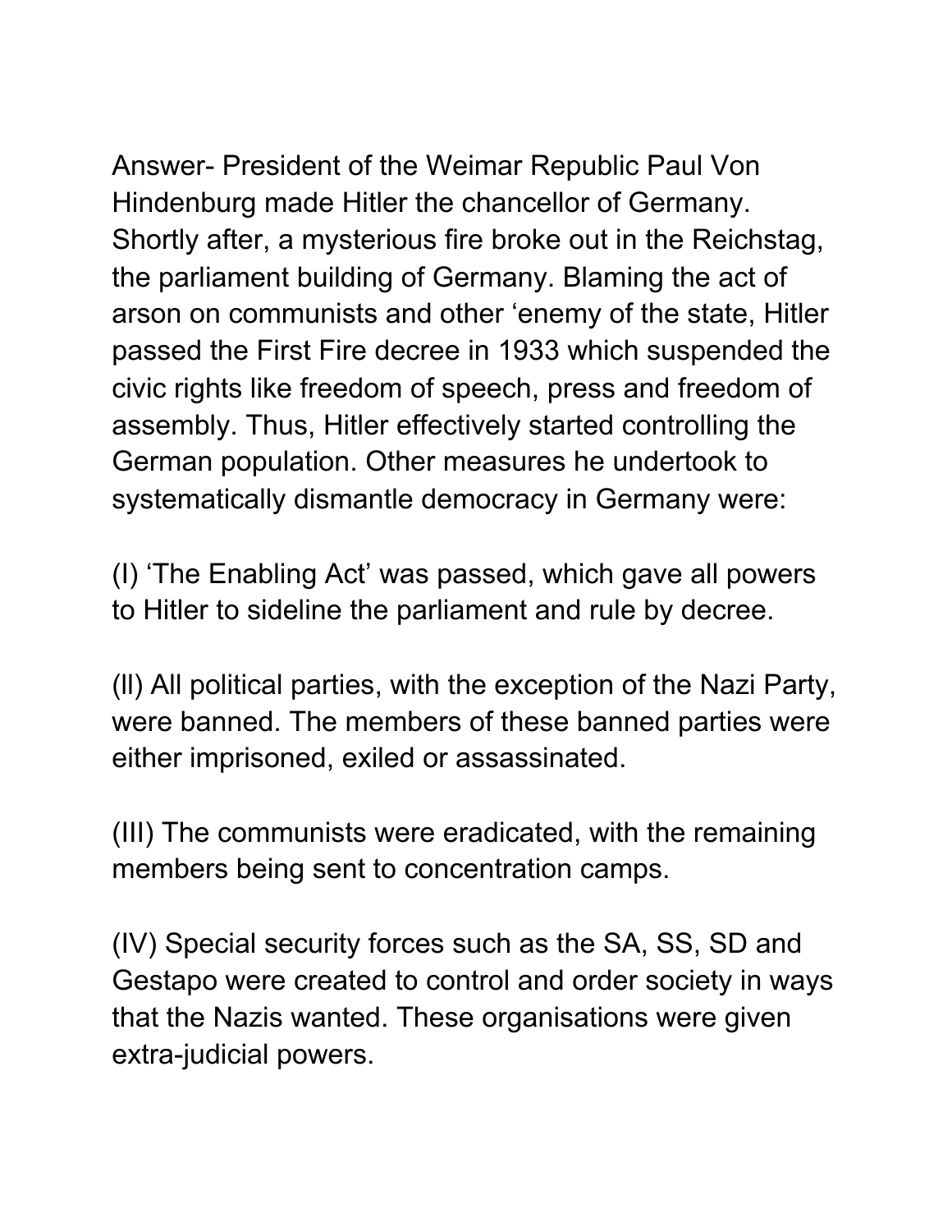Answer- President of the Weimar Republic Paul Von Hindenburg made Hitler the chancellor of Germany. Shortly after, a mysterious fire broke out in the Reichstag, the parliament building of Germany. Blaming the act of arson on communists and other 'enemy of the state, Hitler passed the First Fire decree in 1933 which suspended the civic rights like freedom of speech, press and freedom of assembly. Thus, Hitler effectively started controlling the German population. Other measures he undertook to systematically dismantle democracy in Germany were:

(I) 'The Enabling Act' was passed, which gave all powers to Hitler to sideline the parliament and rule by decree.

(ll) All political parties, with the exception of the Nazi Party, were banned. The members of these banned parties were either imprisoned, exiled or assassinated.

(III) The communists were eradicated, with the remaining members being sent to concentration camps.

(IV) Special security forces such as the SA, SS, SD and Gestapo were created to control and order society in ways that the Nazis wanted. These organisations were given extra-judicial powers.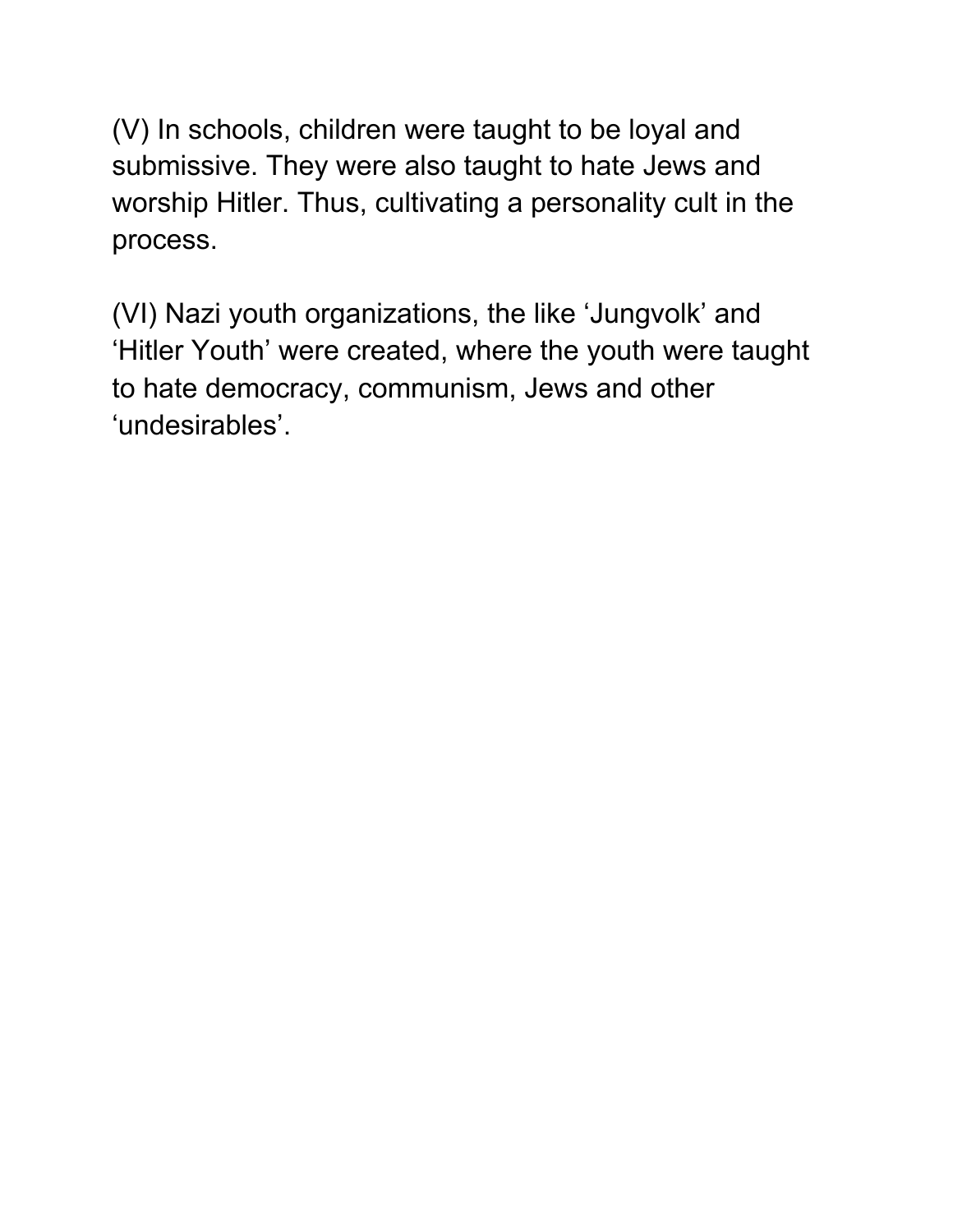(V) In schools, children were taught to be loyal and submissive. They were also taught to hate Jews and worship Hitler. Thus, cultivating a personality cult in the process.

(VI) Nazi youth organizations, the like ‘Jungvolk’ and ‘Hitler Youth’ were created, where the youth were taught to hate democracy, communism, Jews and other ‘undesirables’.